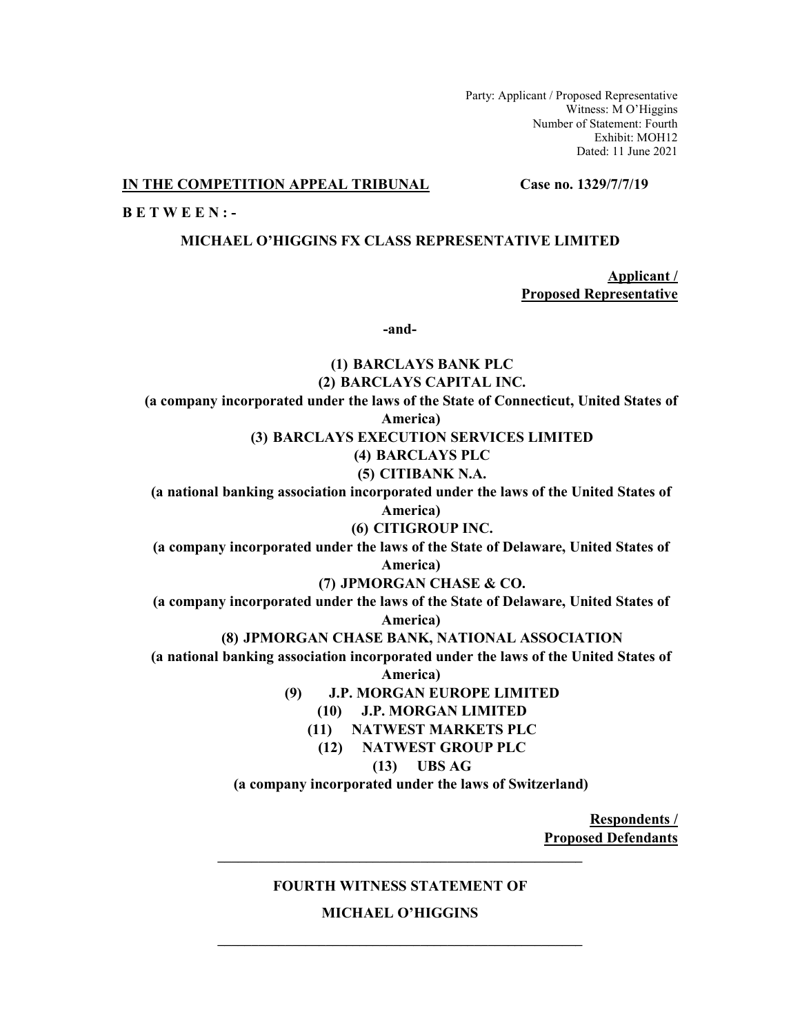Party: Applicant / Proposed Representative
Witness: M O'Higgins
Number of Statement: Fourth
Exhibit: MOH12
Dated: 11 June 2021

**IN THE COMPETITION APPEAL TRIBUNAL** **Case no. 1329/7/7/19**

**B E T W E E N : -**

**MICHAEL O'HIGGINS FX CLASS REPRESENTATIVE LIMITED**

**Applicant / Proposed Representative**

**-and-**

**(1) BARCLAYS BANK PLC**

**(2) BARCLAYS CAPITAL INC.**

**(a company incorporated under the laws of the State of Connecticut, United States of America)**

**(3) BARCLAYS EXECUTION SERVICES LIMITED**

**(4) BARCLAYS PLC**

**(5) CITIBANK N.A.**

**(a national banking association incorporated under the laws of the United States of America)**

**(6) CITIGROUP INC.**

**(a company incorporated under the laws of the State of Delaware, United States of America)**

**(7) JPMORGAN CHASE & CO.**

**(a company incorporated under the laws of the State of Delaware, United States of America)**

**(8) JPMORGAN CHASE BANK, NATIONAL ASSOCIATION**

**(a national banking association incorporated under the laws of the United States of America)**

**(9) J.P. MORGAN EUROPE LIMITED**

**(10) J.P. MORGAN LIMITED**

**(11) NATWEST MARKETS PLC**

**(12) NATWEST GROUP PLC**

**(13) UBS AG**

**(a company incorporated under the laws of Switzerland)**

**Respondents / Proposed Defendants**

---

**FOURTH WITNESS STATEMENT OF**

**MICHAEL O'HIGGINS**

---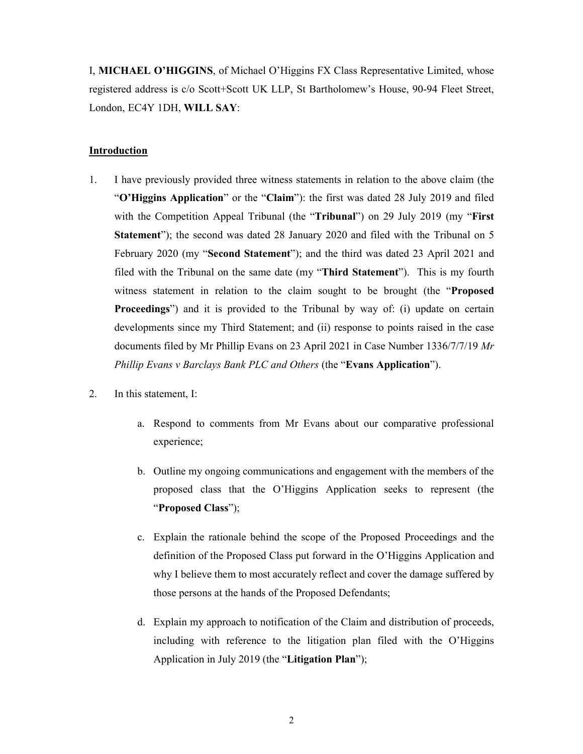I, **MICHAEL O'HIGGINS**, of Michael O'Higgins FX Class Representative Limited, whose registered address is c/o Scott+Scott UK LLP, St Bartholomew's House, 90-94 Fleet Street, London, EC4Y 1DH, **WILL SAY**:

## Introduction

1. I have previously provided three witness statements in relation to the above claim (the "**O'Higgins Application**" or the "**Claim**"): the first was dated 28 July 2019 and filed with the Competition Appeal Tribunal (the "**Tribunal**") on 29 July 2019 (my "**First Statement**"); the second was dated 28 January 2020 and filed with the Tribunal on 5 February 2020 (my "**Second Statement**"); and the third was dated 23 April 2021 and filed with the Tribunal on the same date (my "**Third Statement**"). This is my fourth witness statement in relation to the claim sought to be brought (the "**Proposed Proceedings**") and it is provided to the Tribunal by way of: (i) update on certain developments since my Third Statement; and (ii) response to points raised in the case documents filed by Mr Phillip Evans on 23 April 2021 in Case Number 1336/7/7/19 *Mr Phillip Evans v Barclays Bank PLC and Others* (the "**Evans Application**").

2. In this statement, I:

   a. Respond to comments from Mr Evans about our comparative professional experience;

   b. Outline my ongoing communications and engagement with the members of the proposed class that the O'Higgins Application seeks to represent (the "**Proposed Class**");

   c. Explain the rationale behind the scope of the Proposed Proceedings and the definition of the Proposed Class put forward in the O'Higgins Application and why I believe them to most accurately reflect and cover the damage suffered by those persons at the hands of the Proposed Defendants;

   d. Explain my approach to notification of the Claim and distribution of proceeds, including with reference to the litigation plan filed with the O'Higgins Application in July 2019 (the "**Litigation Plan**");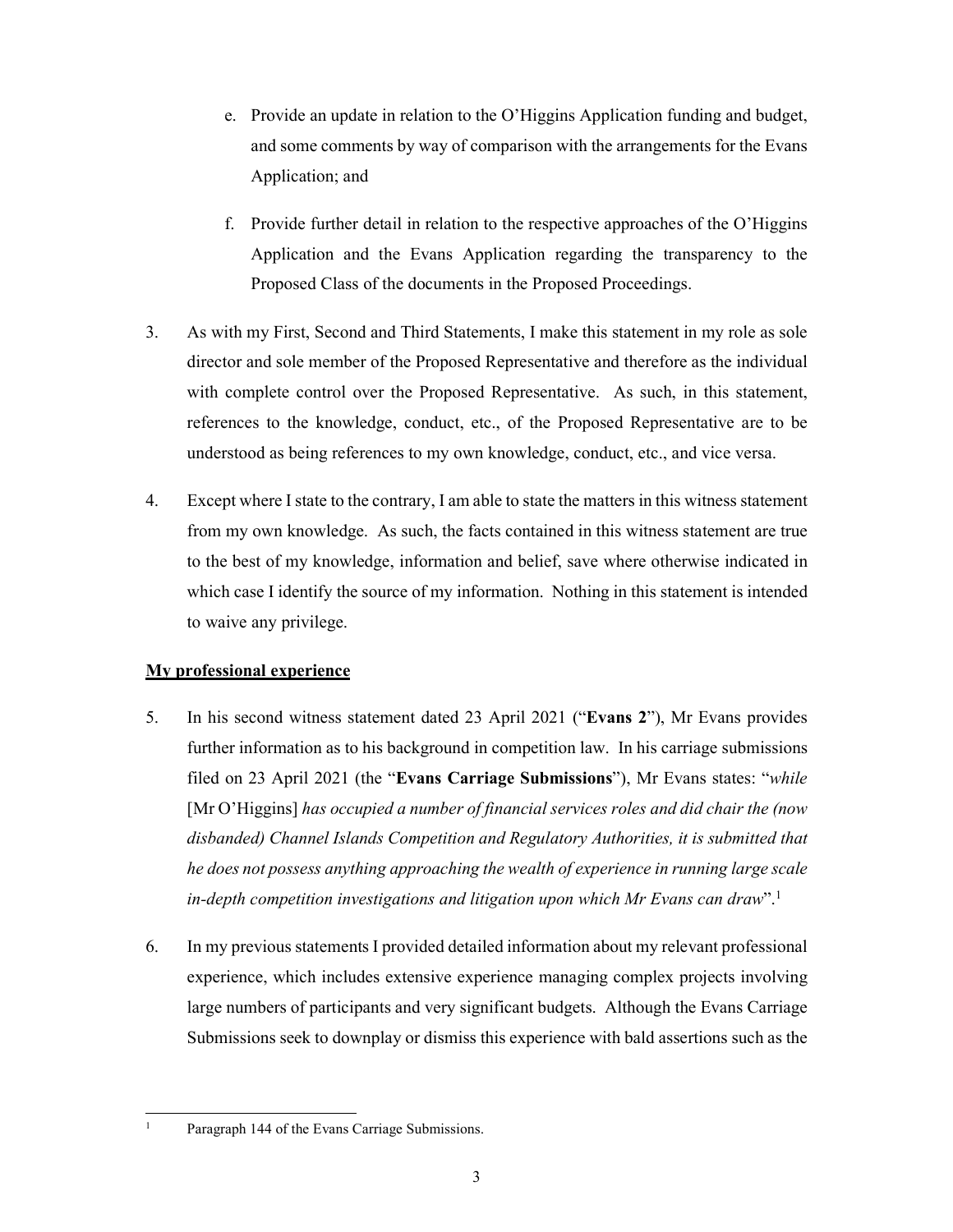e. Provide an update in relation to the O'Higgins Application funding and budget, and some comments by way of comparison with the arrangements for the Evans Application; and

f. Provide further detail in relation to the respective approaches of the O'Higgins Application and the Evans Application regarding the transparency to the Proposed Class of the documents in the Proposed Proceedings.

3. As with my First, Second and Third Statements, I make this statement in my role as sole director and sole member of the Proposed Representative and therefore as the individual with complete control over the Proposed Representative. As such, in this statement, references to the knowledge, conduct, etc., of the Proposed Representative are to be understood as being references to my own knowledge, conduct, etc., and vice versa.

4. Except where I state to the contrary, I am able to state the matters in this witness statement from my own knowledge. As such, the facts contained in this witness statement are true to the best of my knowledge, information and belief, save where otherwise indicated in which case I identify the source of my information. Nothing in this statement is intended to waive any privilege.

**<u>My professional experience</u>**

5. In his second witness statement dated 23 April 2021 ("**Evans 2**"), Mr Evans provides further information as to his background in competition law. In his carriage submissions filed on 23 April 2021 (the "**Evans Carriage Submissions**"), Mr Evans states: "*while* [Mr O'Higgins] *has occupied a number of financial services roles and did chair the (now disbanded) Channel Islands Competition and Regulatory Authorities, it is submitted that he does not possess anything approaching the wealth of experience in running large scale in-depth competition investigations and litigation upon which Mr Evans can draw*".[1]

6. In my previous statements I provided detailed information about my relevant professional experience, which includes extensive experience managing complex projects involving large numbers of participants and very significant budgets. Although the Evans Carriage Submissions seek to downplay or dismiss this experience with bald assertions such as the

[1] Paragraph 144 of the Evans Carriage Submissions.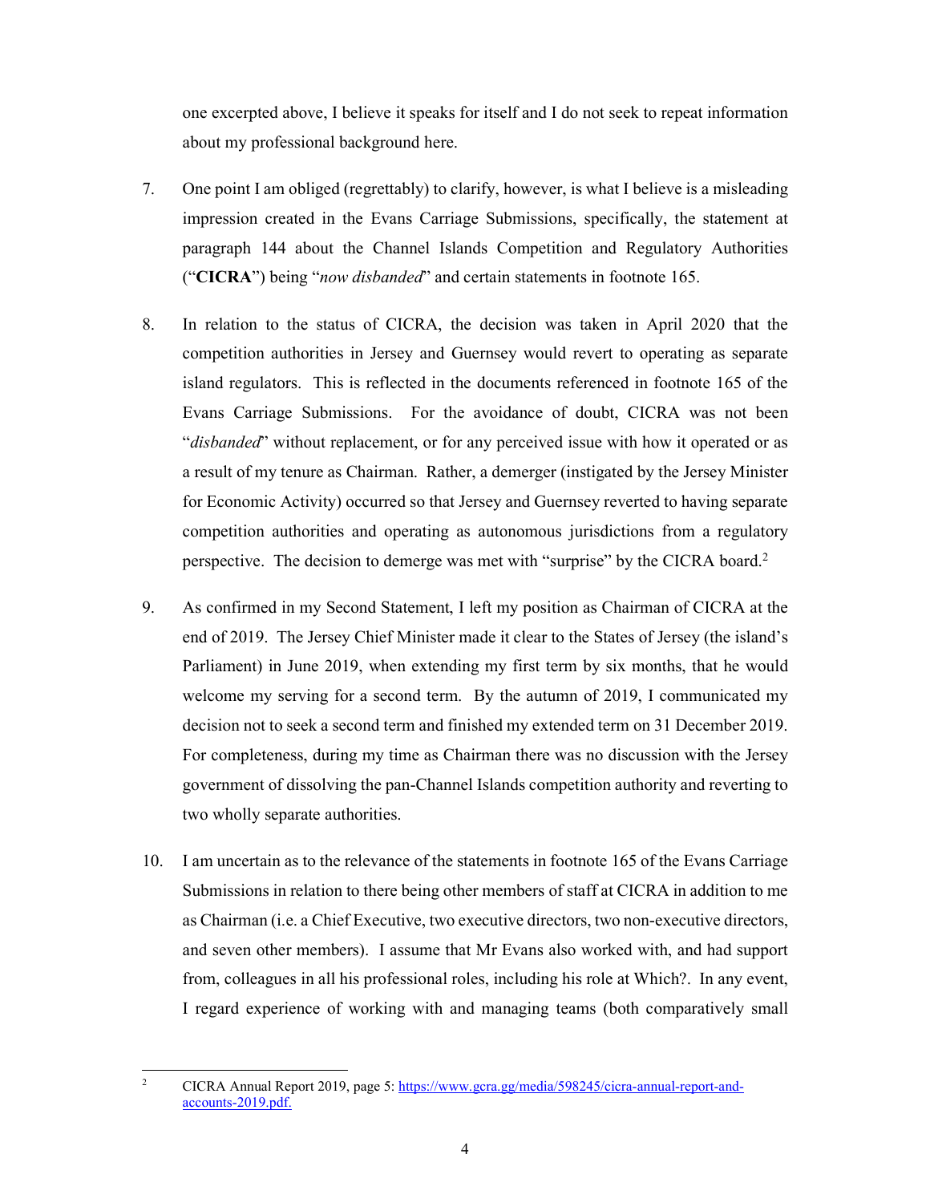one excerpted above, I believe it speaks for itself and I do not seek to repeat information about my professional background here.

7. One point I am obliged (regrettably) to clarify, however, is what I believe is a misleading impression created in the Evans Carriage Submissions, specifically, the statement at paragraph 144 about the Channel Islands Competition and Regulatory Authorities ("**CICRA**") being "*now disbanded*" and certain statements in footnote 165.

8. In relation to the status of CICRA, the decision was taken in April 2020 that the competition authorities in Jersey and Guernsey would revert to operating as separate island regulators. This is reflected in the documents referenced in footnote 165 of the Evans Carriage Submissions. For the avoidance of doubt, CICRA was not been "*disbanded*" without replacement, or for any perceived issue with how it operated or as a result of my tenure as Chairman. Rather, a demerger (instigated by the Jersey Minister for Economic Activity) occurred so that Jersey and Guernsey reverted to having separate competition authorities and operating as autonomous jurisdictions from a regulatory perspective. The decision to demerge was met with "surprise" by the CICRA board.[2]

9. As confirmed in my Second Statement, I left my position as Chairman of CICRA at the end of 2019. The Jersey Chief Minister made it clear to the States of Jersey (the island's Parliament) in June 2019, when extending my first term by six months, that he would welcome my serving for a second term. By the autumn of 2019, I communicated my decision not to seek a second term and finished my extended term on 31 December 2019. For completeness, during my time as Chairman there was no discussion with the Jersey government of dissolving the pan-Channel Islands competition authority and reverting to two wholly separate authorities.

10. I am uncertain as to the relevance of the statements in footnote 165 of the Evans Carriage Submissions in relation to there being other members of staff at CICRA in addition to me as Chairman (i.e. a Chief Executive, two executive directors, two non-executive directors, and seven other members). I assume that Mr Evans also worked with, and had support from, colleagues in all his professional roles, including his role at Which?. In any event, I regard experience of working with and managing teams (both comparatively small

---

[2] CICRA Annual Report 2019, page 5: https://www.gcra.gg/media/598245/cicra-annual-report-and-accounts-2019.pdf.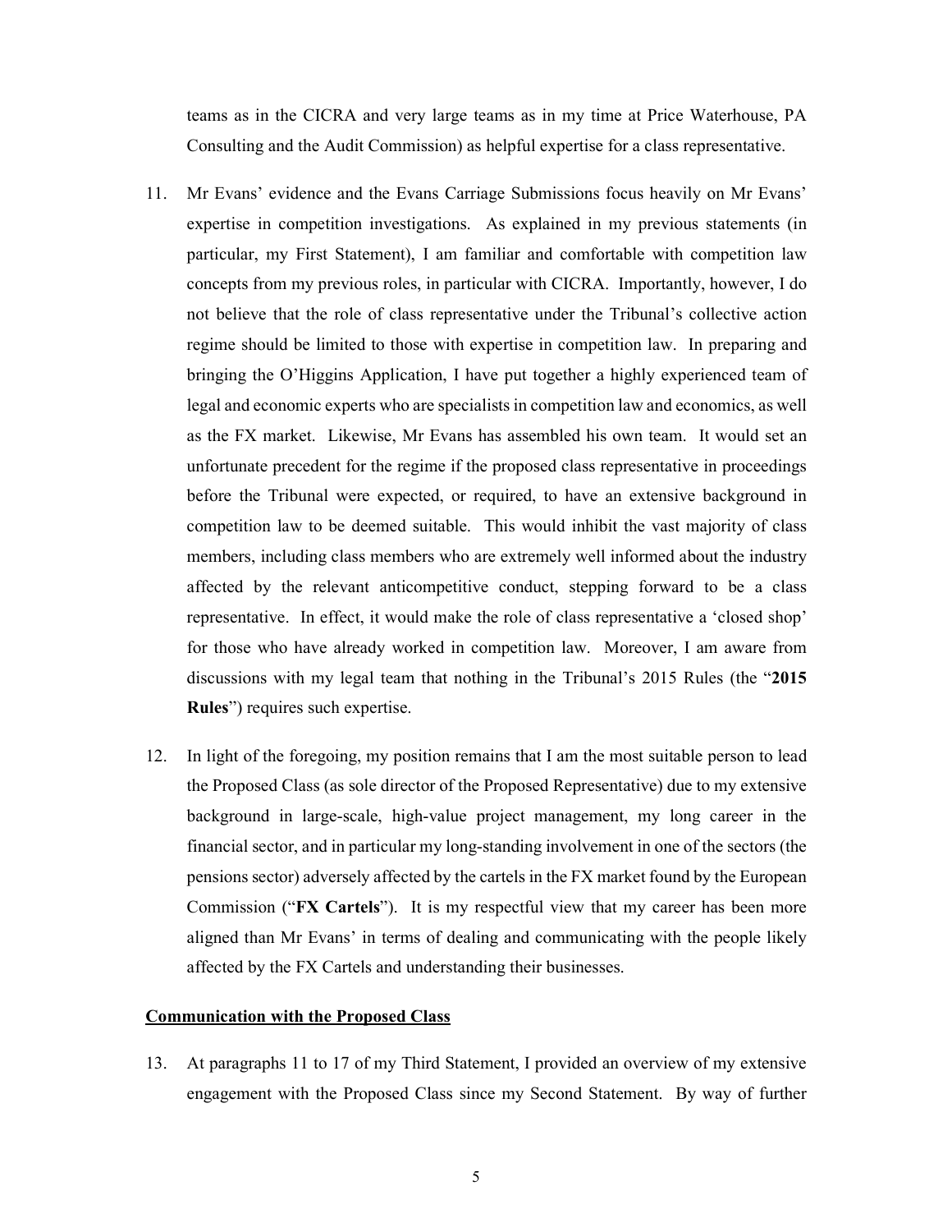teams as in the CICRA and very large teams as in my time at Price Waterhouse, PA Consulting and the Audit Commission) as helpful expertise for a class representative.

11. Mr Evans' evidence and the Evans Carriage Submissions focus heavily on Mr Evans' expertise in competition investigations. As explained in my previous statements (in particular, my First Statement), I am familiar and comfortable with competition law concepts from my previous roles, in particular with CICRA. Importantly, however, I do not believe that the role of class representative under the Tribunal's collective action regime should be limited to those with expertise in competition law. In preparing and bringing the O'Higgins Application, I have put together a highly experienced team of legal and economic experts who are specialists in competition law and economics, as well as the FX market. Likewise, Mr Evans has assembled his own team. It would set an unfortunate precedent for the regime if the proposed class representative in proceedings before the Tribunal were expected, or required, to have an extensive background in competition law to be deemed suitable. This would inhibit the vast majority of class members, including class members who are extremely well informed about the industry affected by the relevant anticompetitive conduct, stepping forward to be a class representative. In effect, it would make the role of class representative a 'closed shop' for those who have already worked in competition law. Moreover, I am aware from discussions with my legal team that nothing in the Tribunal's 2015 Rules (the "**2015 Rules**") requires such expertise.

12. In light of the foregoing, my position remains that I am the most suitable person to lead the Proposed Class (as sole director of the Proposed Representative) due to my extensive background in large-scale, high-value project management, my long career in the financial sector, and in particular my long-standing involvement in one of the sectors (the pensions sector) adversely affected by the cartels in the FX market found by the European Commission ("**FX Cartels**"). It is my respectful view that my career has been more aligned than Mr Evans' in terms of dealing and communicating with the people likely affected by the FX Cartels and understanding their businesses.

**<u>Communication with the Proposed Class</u>**

13. At paragraphs 11 to 17 of my Third Statement, I provided an overview of my extensive engagement with the Proposed Class since my Second Statement. By way of further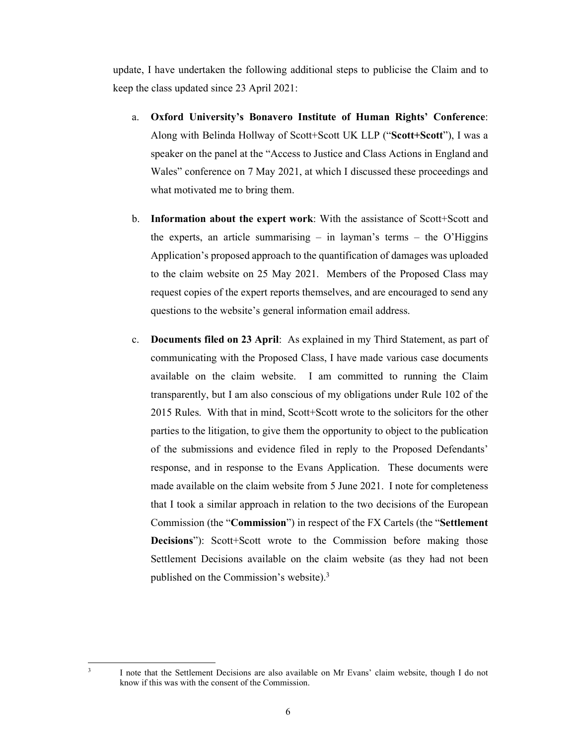update, I have undertaken the following additional steps to publicise the Claim and to keep the class updated since 23 April 2021:

a. **Oxford University's Bonavero Institute of Human Rights' Conference**: Along with Belinda Hollway of Scott+Scott UK LLP ("**Scott+Scott**"), I was a speaker on the panel at the "Access to Justice and Class Actions in England and Wales" conference on 7 May 2021, at which I discussed these proceedings and what motivated me to bring them.

b. **Information about the expert work**: With the assistance of Scott+Scott and the experts, an article summarising – in layman's terms – the O'Higgins Application's proposed approach to the quantification of damages was uploaded to the claim website on 25 May 2021. Members of the Proposed Class may request copies of the expert reports themselves, and are encouraged to send any questions to the website's general information email address.

c. **Documents filed on 23 April**: As explained in my Third Statement, as part of communicating with the Proposed Class, I have made various case documents available on the claim website. I am committed to running the Claim transparently, but I am also conscious of my obligations under Rule 102 of the 2015 Rules. With that in mind, Scott+Scott wrote to the solicitors for the other parties to the litigation, to give them the opportunity to object to the publication of the submissions and evidence filed in reply to the Proposed Defendants' response, and in response to the Evans Application. These documents were made available on the claim website from 5 June 2021. I note for completeness that I took a similar approach in relation to the two decisions of the European Commission (the "**Commission**") in respect of the FX Cartels (the "**Settlement Decisions**"): Scott+Scott wrote to the Commission before making those Settlement Decisions available on the claim website (as they had not been published on the Commission's website).[3]

---

[3] I note that the Settlement Decisions are also available on Mr Evans' claim website, though I do not know if this was with the consent of the Commission.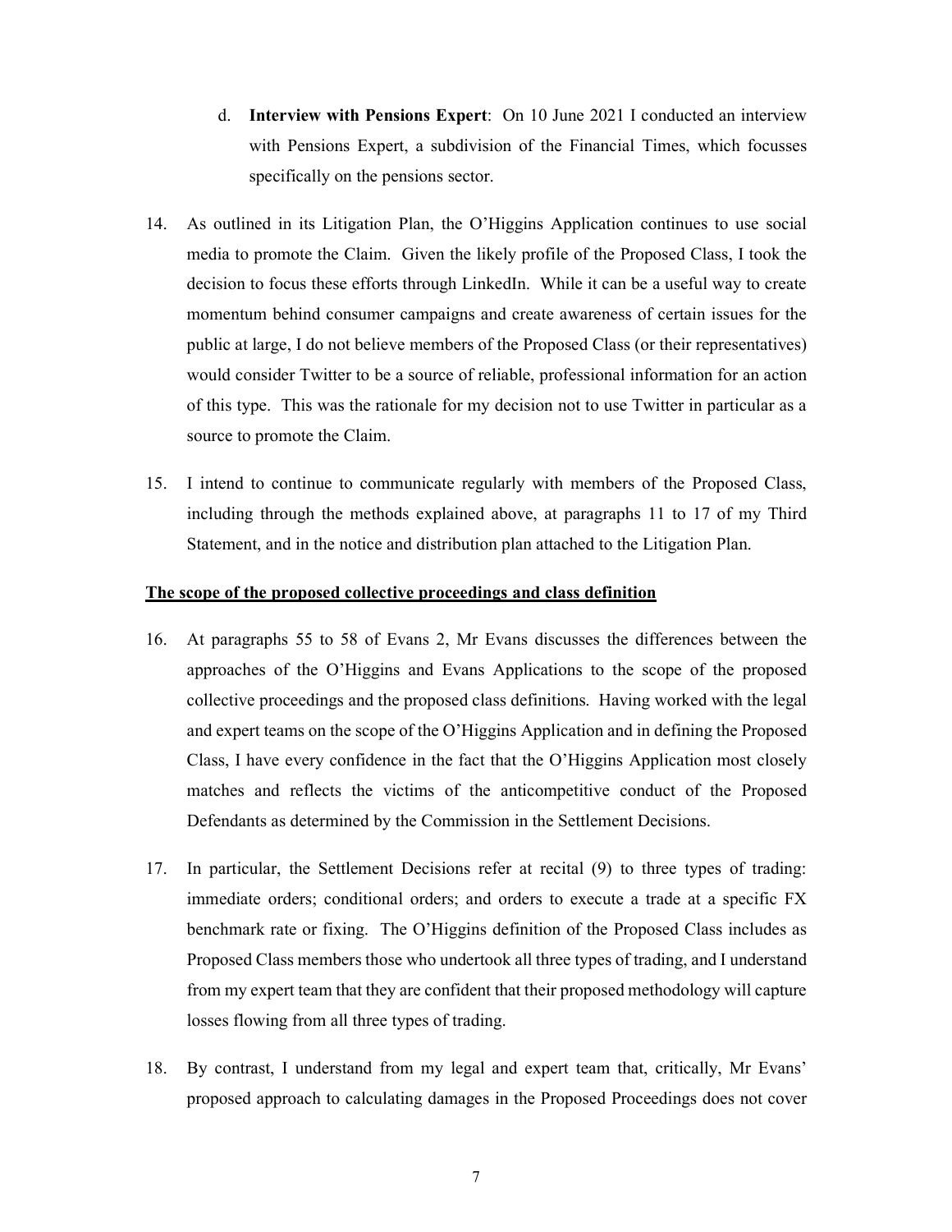d. **Interview with Pensions Expert**: On 10 June 2021 I conducted an interview with Pensions Expert, a subdivision of the Financial Times, which focusses specifically on the pensions sector.

14. As outlined in its Litigation Plan, the O'Higgins Application continues to use social media to promote the Claim. Given the likely profile of the Proposed Class, I took the decision to focus these efforts through LinkedIn. While it can be a useful way to create momentum behind consumer campaigns and create awareness of certain issues for the public at large, I do not believe members of the Proposed Class (or their representatives) would consider Twitter to be a source of reliable, professional information for an action of this type. This was the rationale for my decision not to use Twitter in particular as a source to promote the Claim.

15. I intend to continue to communicate regularly with members of the Proposed Class, including through the methods explained above, at paragraphs 11 to 17 of my Third Statement, and in the notice and distribution plan attached to the Litigation Plan.

**The scope of the proposed collective proceedings and class definition**

16. At paragraphs 55 to 58 of Evans 2, Mr Evans discusses the differences between the approaches of the O'Higgins and Evans Applications to the scope of the proposed collective proceedings and the proposed class definitions. Having worked with the legal and expert teams on the scope of the O'Higgins Application and in defining the Proposed Class, I have every confidence in the fact that the O'Higgins Application most closely matches and reflects the victims of the anticompetitive conduct of the Proposed Defendants as determined by the Commission in the Settlement Decisions.

17. In particular, the Settlement Decisions refer at recital (9) to three types of trading: immediate orders; conditional orders; and orders to execute a trade at a specific FX benchmark rate or fixing. The O'Higgins definition of the Proposed Class includes as Proposed Class members those who undertook all three types of trading, and I understand from my expert team that they are confident that their proposed methodology will capture losses flowing from all three types of trading.

18. By contrast, I understand from my legal and expert team that, critically, Mr Evans' proposed approach to calculating damages in the Proposed Proceedings does not cover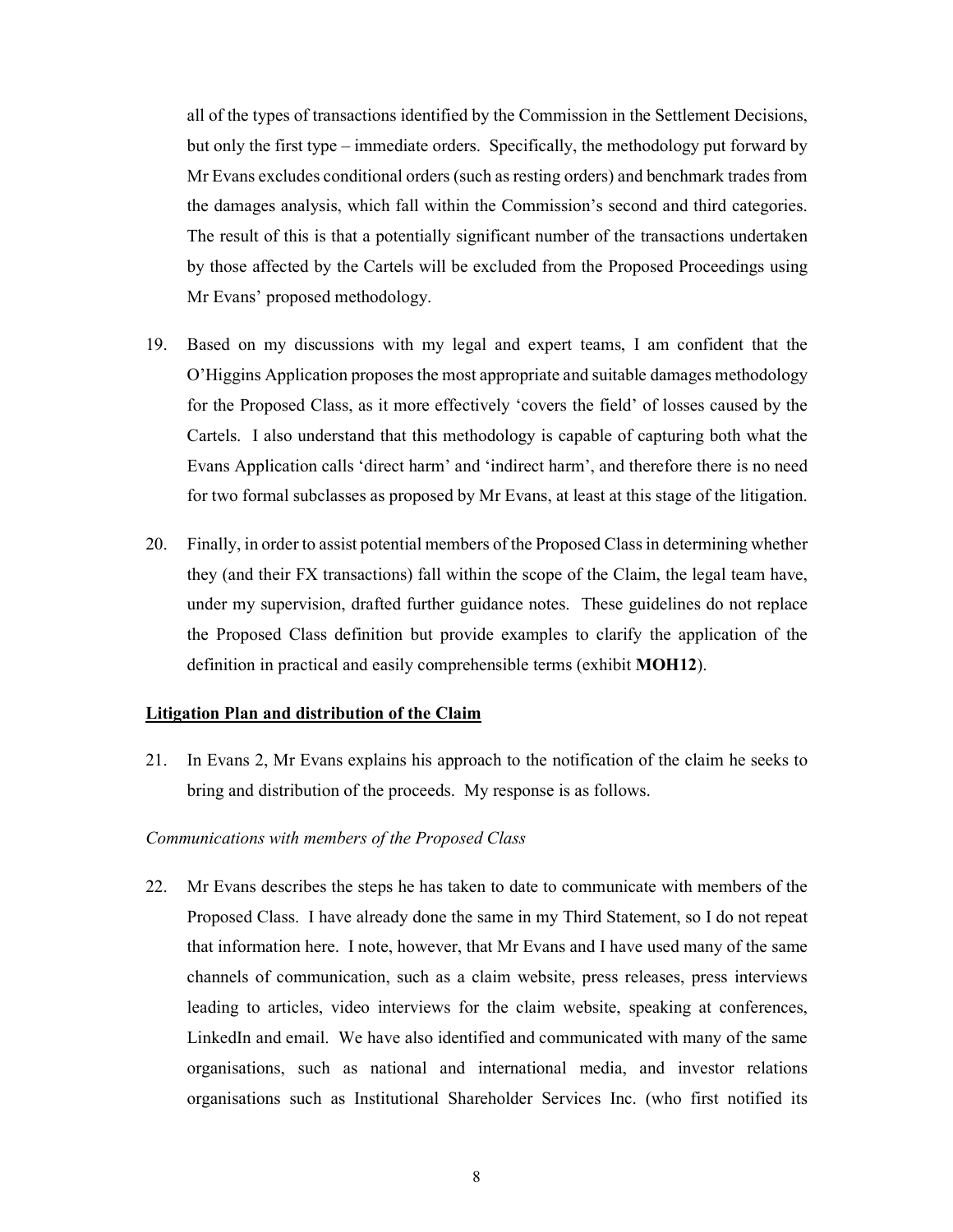all of the types of transactions identified by the Commission in the Settlement Decisions, but only the first type – immediate orders. Specifically, the methodology put forward by Mr Evans excludes conditional orders (such as resting orders) and benchmark trades from the damages analysis, which fall within the Commission's second and third categories. The result of this is that a potentially significant number of the transactions undertaken by those affected by the Cartels will be excluded from the Proposed Proceedings using Mr Evans' proposed methodology.

19. Based on my discussions with my legal and expert teams, I am confident that the O'Higgins Application proposes the most appropriate and suitable damages methodology for the Proposed Class, as it more effectively 'covers the field' of losses caused by the Cartels. I also understand that this methodology is capable of capturing both what the Evans Application calls 'direct harm' and 'indirect harm', and therefore there is no need for two formal subclasses as proposed by Mr Evans, at least at this stage of the litigation.

20. Finally, in order to assist potential members of the Proposed Class in determining whether they (and their FX transactions) fall within the scope of the Claim, the legal team have, under my supervision, drafted further guidance notes. These guidelines do not replace the Proposed Class definition but provide examples to clarify the application of the definition in practical and easily comprehensible terms (exhibit **MOH12**).

**<u>Litigation Plan and distribution of the Claim</u>**

21. In Evans 2, Mr Evans explains his approach to the notification of the claim he seeks to bring and distribution of the proceeds. My response is as follows.

*Communications with members of the Proposed Class*

22. Mr Evans describes the steps he has taken to date to communicate with members of the Proposed Class. I have already done the same in my Third Statement, so I do not repeat that information here. I note, however, that Mr Evans and I have used many of the same channels of communication, such as a claim website, press releases, press interviews leading to articles, video interviews for the claim website, speaking at conferences, LinkedIn and email. We have also identified and communicated with many of the same organisations, such as national and international media, and investor relations organisations such as Institutional Shareholder Services Inc. (who first notified its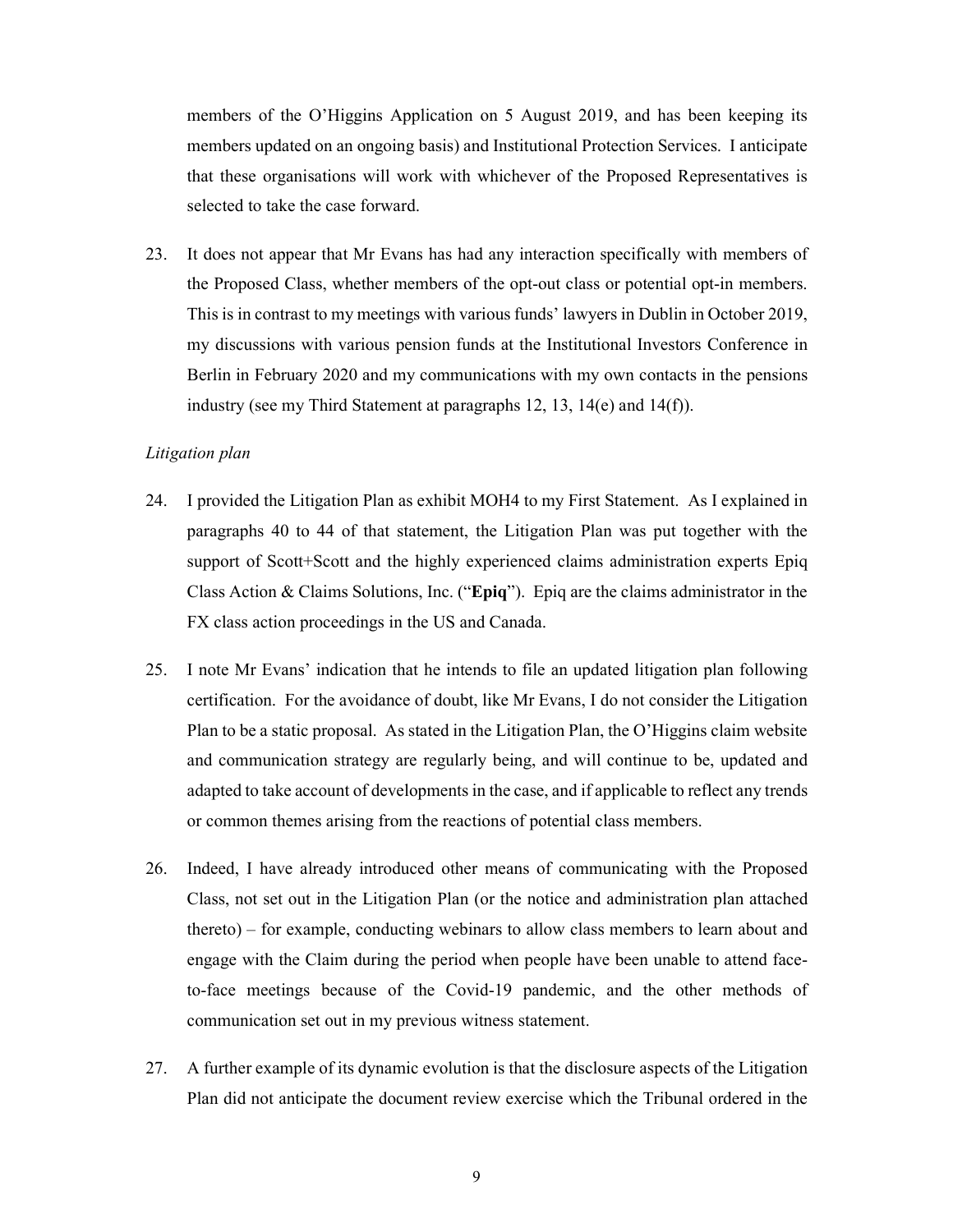members of the O'Higgins Application on 5 August 2019, and has been keeping its members updated on an ongoing basis) and Institutional Protection Services. I anticipate that these organisations will work with whichever of the Proposed Representatives is selected to take the case forward.

23. It does not appear that Mr Evans has had any interaction specifically with members of the Proposed Class, whether members of the opt-out class or potential opt-in members. This is in contrast to my meetings with various funds' lawyers in Dublin in October 2019, my discussions with various pension funds at the Institutional Investors Conference in Berlin in February 2020 and my communications with my own contacts in the pensions industry (see my Third Statement at paragraphs 12, 13, 14(e) and 14(f)).

*Litigation plan*

24. I provided the Litigation Plan as exhibit MOH4 to my First Statement. As I explained in paragraphs 40 to 44 of that statement, the Litigation Plan was put together with the support of Scott+Scott and the highly experienced claims administration experts Epiq Class Action & Claims Solutions, Inc. ("**Epiq**"). Epiq are the claims administrator in the FX class action proceedings in the US and Canada.

25. I note Mr Evans' indication that he intends to file an updated litigation plan following certification. For the avoidance of doubt, like Mr Evans, I do not consider the Litigation Plan to be a static proposal. As stated in the Litigation Plan, the O'Higgins claim website and communication strategy are regularly being, and will continue to be, updated and adapted to take account of developments in the case, and if applicable to reflect any trends or common themes arising from the reactions of potential class members.

26. Indeed, I have already introduced other means of communicating with the Proposed Class, not set out in the Litigation Plan (or the notice and administration plan attached thereto) – for example, conducting webinars to allow class members to learn about and engage with the Claim during the period when people have been unable to attend face-to-face meetings because of the Covid-19 pandemic, and the other methods of communication set out in my previous witness statement.

27. A further example of its dynamic evolution is that the disclosure aspects of the Litigation Plan did not anticipate the document review exercise which the Tribunal ordered in the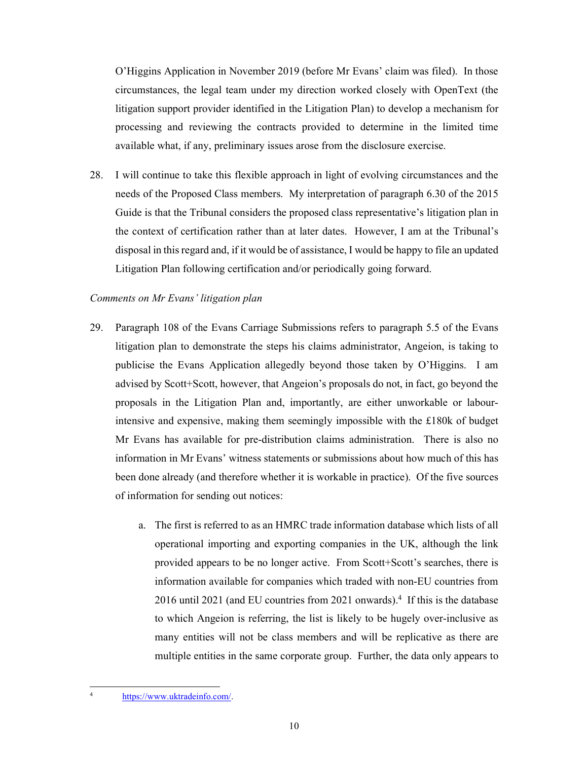O'Higgins Application in November 2019 (before Mr Evans' claim was filed). In those circumstances, the legal team under my direction worked closely with OpenText (the litigation support provider identified in the Litigation Plan) to develop a mechanism for processing and reviewing the contracts provided to determine in the limited time available what, if any, preliminary issues arose from the disclosure exercise.

28. I will continue to take this flexible approach in light of evolving circumstances and the needs of the Proposed Class members. My interpretation of paragraph 6.30 of the 2015 Guide is that the Tribunal considers the proposed class representative's litigation plan in the context of certification rather than at later dates. However, I am at the Tribunal's disposal in this regard and, if it would be of assistance, I would be happy to file an updated Litigation Plan following certification and/or periodically going forward.

*Comments on Mr Evans' litigation plan*

29. Paragraph 108 of the Evans Carriage Submissions refers to paragraph 5.5 of the Evans litigation plan to demonstrate the steps his claims administrator, Angeion, is taking to publicise the Evans Application allegedly beyond those taken by O'Higgins. I am advised by Scott+Scott, however, that Angeion's proposals do not, in fact, go beyond the proposals in the Litigation Plan and, importantly, are either unworkable or labour-intensive and expensive, making them seemingly impossible with the £180k of budget Mr Evans has available for pre-distribution claims administration. There is also no information in Mr Evans' witness statements or submissions about how much of this has been done already (and therefore whether it is workable in practice). Of the five sources of information for sending out notices:

    a. The first is referred to as an HMRC trade information database which lists of all operational importing and exporting companies in the UK, although the link provided appears to be no longer active. From Scott+Scott's searches, there is information available for companies which traded with non-EU countries from 2016 until 2021 (and EU countries from 2021 onwards).[4] If this is the database to which Angeion is referring, the list is likely to be hugely over-inclusive as many entities will not be class members and will be replicative as there are multiple entities in the same corporate group. Further, the data only appears to

---

[4] https://www.uktradeinfo.com/.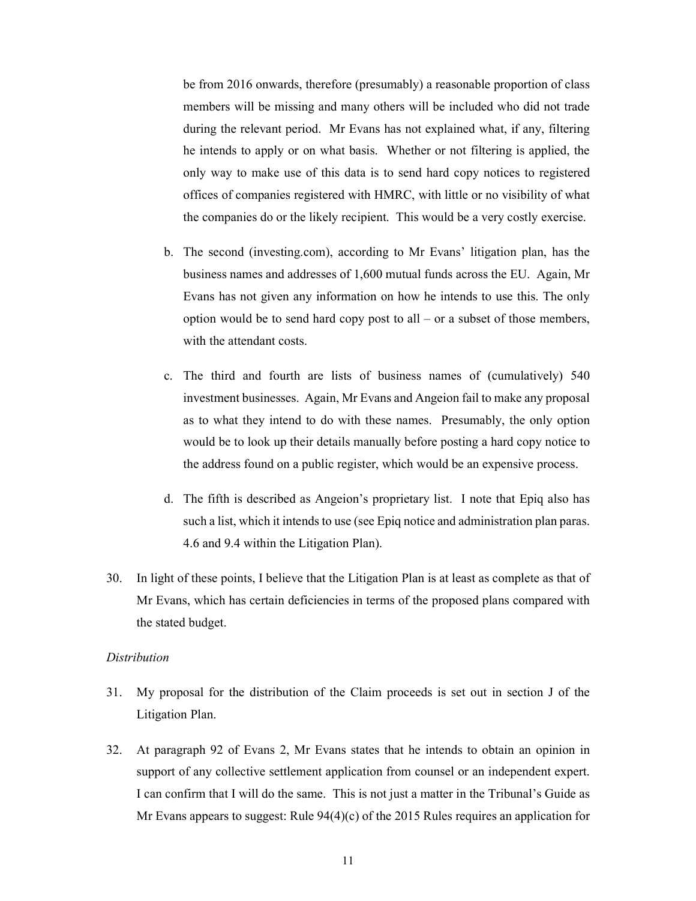be from 2016 onwards, therefore (presumably) a reasonable proportion of class members will be missing and many others will be included who did not trade during the relevant period. Mr Evans has not explained what, if any, filtering he intends to apply or on what basis. Whether or not filtering is applied, the only way to make use of this data is to send hard copy notices to registered offices of companies registered with HMRC, with little or no visibility of what the companies do or the likely recipient. This would be a very costly exercise.

b. The second (investing.com), according to Mr Evans' litigation plan, has the business names and addresses of 1,600 mutual funds across the EU. Again, Mr Evans has not given any information on how he intends to use this. The only option would be to send hard copy post to all – or a subset of those members, with the attendant costs.

c. The third and fourth are lists of business names of (cumulatively) 540 investment businesses. Again, Mr Evans and Angeion fail to make any proposal as to what they intend to do with these names. Presumably, the only option would be to look up their details manually before posting a hard copy notice to the address found on a public register, which would be an expensive process.

d. The fifth is described as Angeion's proprietary list. I note that Epiq also has such a list, which it intends to use (see Epiq notice and administration plan paras. 4.6 and 9.4 within the Litigation Plan).

30. In light of these points, I believe that the Litigation Plan is at least as complete as that of Mr Evans, which has certain deficiencies in terms of the proposed plans compared with the stated budget.

*Distribution*

31. My proposal for the distribution of the Claim proceeds is set out in section J of the Litigation Plan.

32. At paragraph 92 of Evans 2, Mr Evans states that he intends to obtain an opinion in support of any collective settlement application from counsel or an independent expert. I can confirm that I will do the same. This is not just a matter in the Tribunal's Guide as Mr Evans appears to suggest: Rule 94(4)(c) of the 2015 Rules requires an application for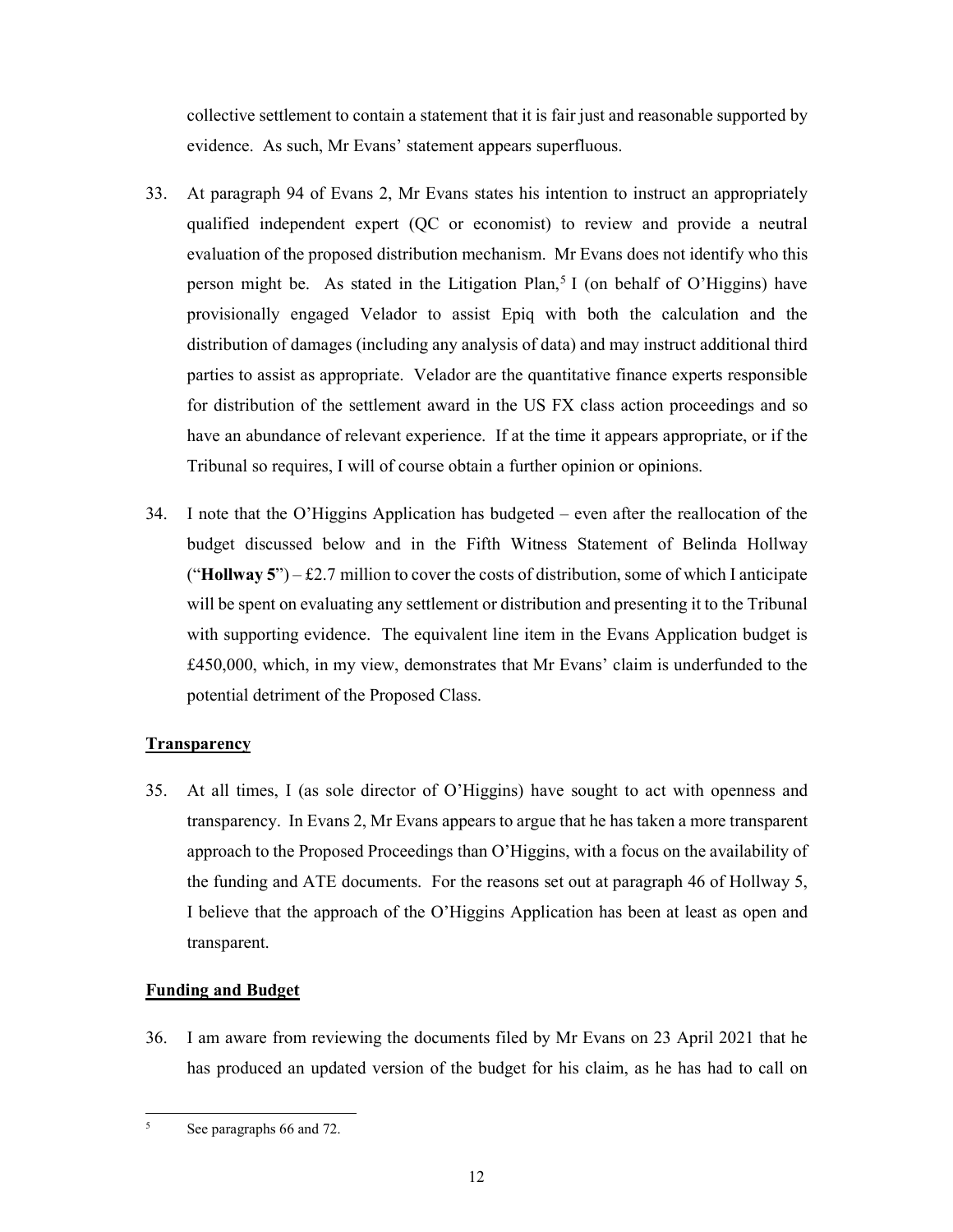collective settlement to contain a statement that it is fair just and reasonable supported by evidence. As such, Mr Evans' statement appears superfluous.

33. At paragraph 94 of Evans 2, Mr Evans states his intention to instruct an appropriately qualified independent expert (QC or economist) to review and provide a neutral evaluation of the proposed distribution mechanism. Mr Evans does not identify who this person might be. As stated in the Litigation Plan,[5] I (on behalf of O'Higgins) have provisionally engaged Velador to assist Epiq with both the calculation and the distribution of damages (including any analysis of data) and may instruct additional third parties to assist as appropriate. Velador are the quantitative finance experts responsible for distribution of the settlement award in the US FX class action proceedings and so have an abundance of relevant experience. If at the time it appears appropriate, or if the Tribunal so requires, I will of course obtain a further opinion or opinions.

34. I note that the O'Higgins Application has budgeted – even after the reallocation of the budget discussed below and in the Fifth Witness Statement of Belinda Hollway ("**Hollway 5**") – £2.7 million to cover the costs of distribution, some of which I anticipate will be spent on evaluating any settlement or distribution and presenting it to the Tribunal with supporting evidence. The equivalent line item in the Evans Application budget is £450,000, which, in my view, demonstrates that Mr Evans' claim is underfunded to the potential detriment of the Proposed Class.

## Transparency

35. At all times, I (as sole director of O'Higgins) have sought to act with openness and transparency. In Evans 2, Mr Evans appears to argue that he has taken a more transparent approach to the Proposed Proceedings than O'Higgins, with a focus on the availability of the funding and ATE documents. For the reasons set out at paragraph 46 of Hollway 5, I believe that the approach of the O'Higgins Application has been at least as open and transparent.

## Funding and Budget

36. I am aware from reviewing the documents filed by Mr Evans on 23 April 2021 that he has produced an updated version of the budget for his claim, as he has had to call on

---

[5] See paragraphs 66 and 72.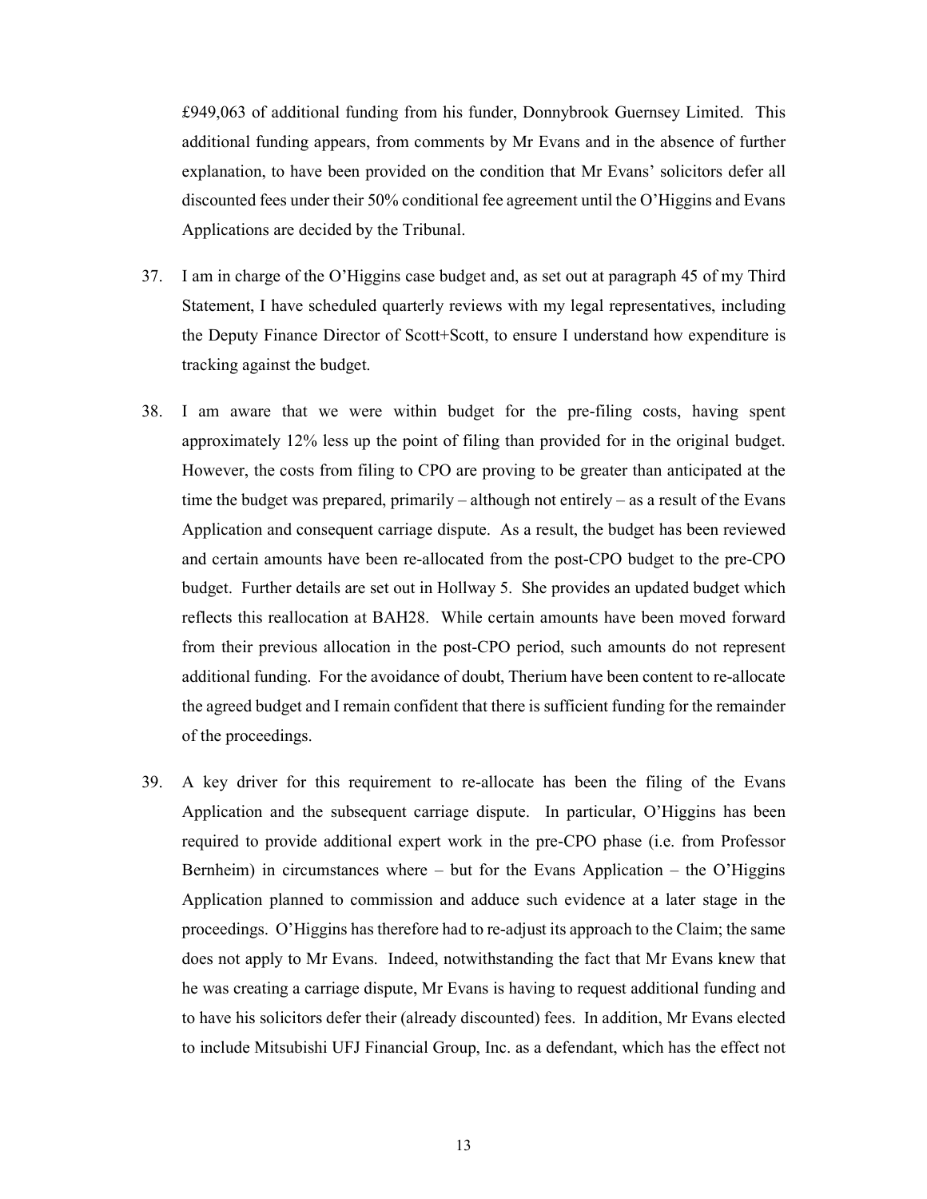£949,063 of additional funding from his funder, Donnybrook Guernsey Limited. This additional funding appears, from comments by Mr Evans and in the absence of further explanation, to have been provided on the condition that Mr Evans' solicitors defer all discounted fees under their 50% conditional fee agreement until the O'Higgins and Evans Applications are decided by the Tribunal.

37. I am in charge of the O'Higgins case budget and, as set out at paragraph 45 of my Third Statement, I have scheduled quarterly reviews with my legal representatives, including the Deputy Finance Director of Scott+Scott, to ensure I understand how expenditure is tracking against the budget.

38. I am aware that we were within budget for the pre-filing costs, having spent approximately 12% less up the point of filing than provided for in the original budget. However, the costs from filing to CPO are proving to be greater than anticipated at the time the budget was prepared, primarily – although not entirely – as a result of the Evans Application and consequent carriage dispute. As a result, the budget has been reviewed and certain amounts have been re-allocated from the post-CPO budget to the pre-CPO budget. Further details are set out in Hollway 5. She provides an updated budget which reflects this reallocation at BAH28. While certain amounts have been moved forward from their previous allocation in the post-CPO period, such amounts do not represent additional funding. For the avoidance of doubt, Therium have been content to re-allocate the agreed budget and I remain confident that there is sufficient funding for the remainder of the proceedings.

39. A key driver for this requirement to re-allocate has been the filing of the Evans Application and the subsequent carriage dispute. In particular, O'Higgins has been required to provide additional expert work in the pre-CPO phase (i.e. from Professor Bernheim) in circumstances where – but for the Evans Application – the O'Higgins Application planned to commission and adduce such evidence at a later stage in the proceedings. O'Higgins has therefore had to re-adjust its approach to the Claim; the same does not apply to Mr Evans. Indeed, notwithstanding the fact that Mr Evans knew that he was creating a carriage dispute, Mr Evans is having to request additional funding and to have his solicitors defer their (already discounted) fees. In addition, Mr Evans elected to include Mitsubishi UFJ Financial Group, Inc. as a defendant, which has the effect not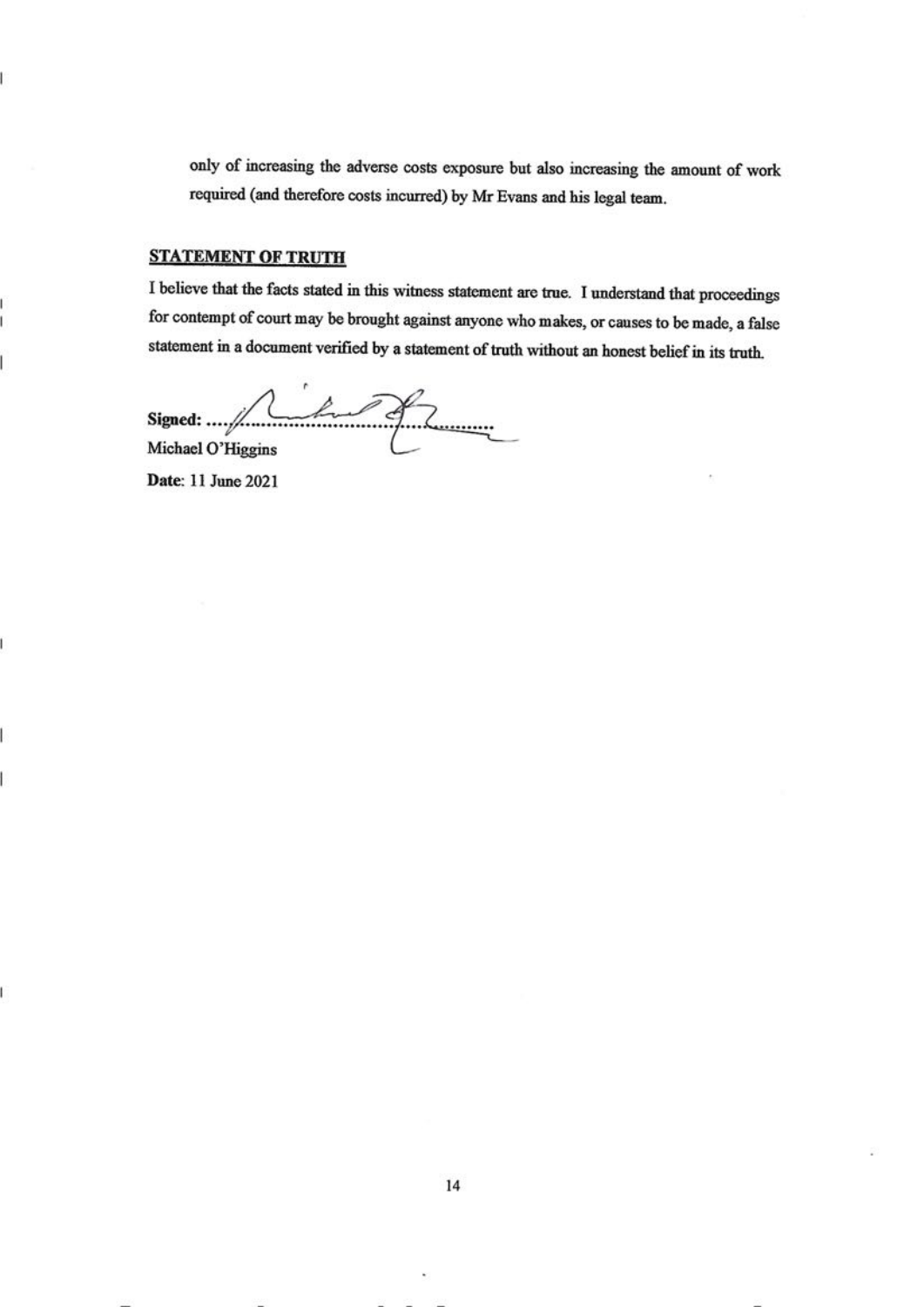only of increasing the adverse costs exposure but also increasing the amount of work required (and therefore costs incurred) by Mr Evans and his legal team.

**STATEMENT OF TRUTH**

I believe that the facts stated in this witness statement are true. I understand that proceedings for contempt of court may be brought against anyone who makes, or causes to be made, a false statement in a document verified by a statement of truth without an honest belief in its truth.

**Signed:** ..........................................

Michael O'Higgins

**Date:** 11 June 2021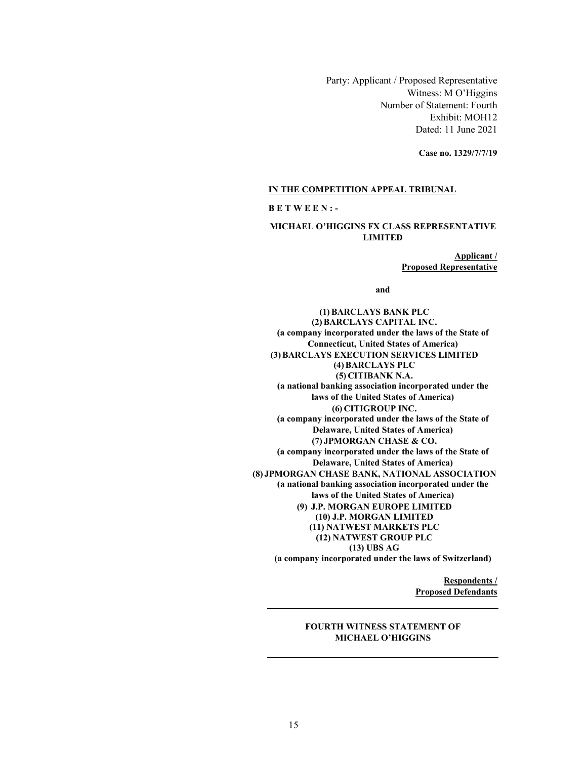Party: Applicant / Proposed Representative
Witness: M O'Higgins
Number of Statement: Fourth
Exhibit: MOH12
Dated: 11 June 2021

**Case no. 1329/7/7/19**

**IN THE COMPETITION APPEAL TRIBUNAL**

**B E T W E E N : -**

**MICHAEL O'HIGGINS FX CLASS REPRESENTATIVE LIMITED**

**Applicant / Proposed Representative**

**and**

**(1) BARCLAYS BANK PLC**
**(2) BARCLAYS CAPITAL INC.**
**(a company incorporated under the laws of the State of Connecticut, United States of America)**
**(3) BARCLAYS EXECUTION SERVICES LIMITED**
**(4) BARCLAYS PLC**
**(5) CITIBANK N.A.**
**(a national banking association incorporated under the laws of the United States of America)**
**(6) CITIGROUP INC.**
**(a company incorporated under the laws of the State of Delaware, United States of America)**
**(7) JPMORGAN CHASE & CO.**
**(a company incorporated under the laws of the State of Delaware, United States of America)**
**(8) JPMORGAN CHASE BANK, NATIONAL ASSOCIATION**
**(a national banking association incorporated under the laws of the United States of America)**
**(9) J.P. MORGAN EUROPE LIMITED**
**(10) J.P. MORGAN LIMITED**
**(11) NATWEST MARKETS PLC**
**(12) NATWEST GROUP PLC**
**(13) UBS AG**
**(a company incorporated under the laws of Switzerland)**

**Respondents / Proposed Defendants**

---

**FOURTH WITNESS STATEMENT OF MICHAEL O'HIGGINS**

---